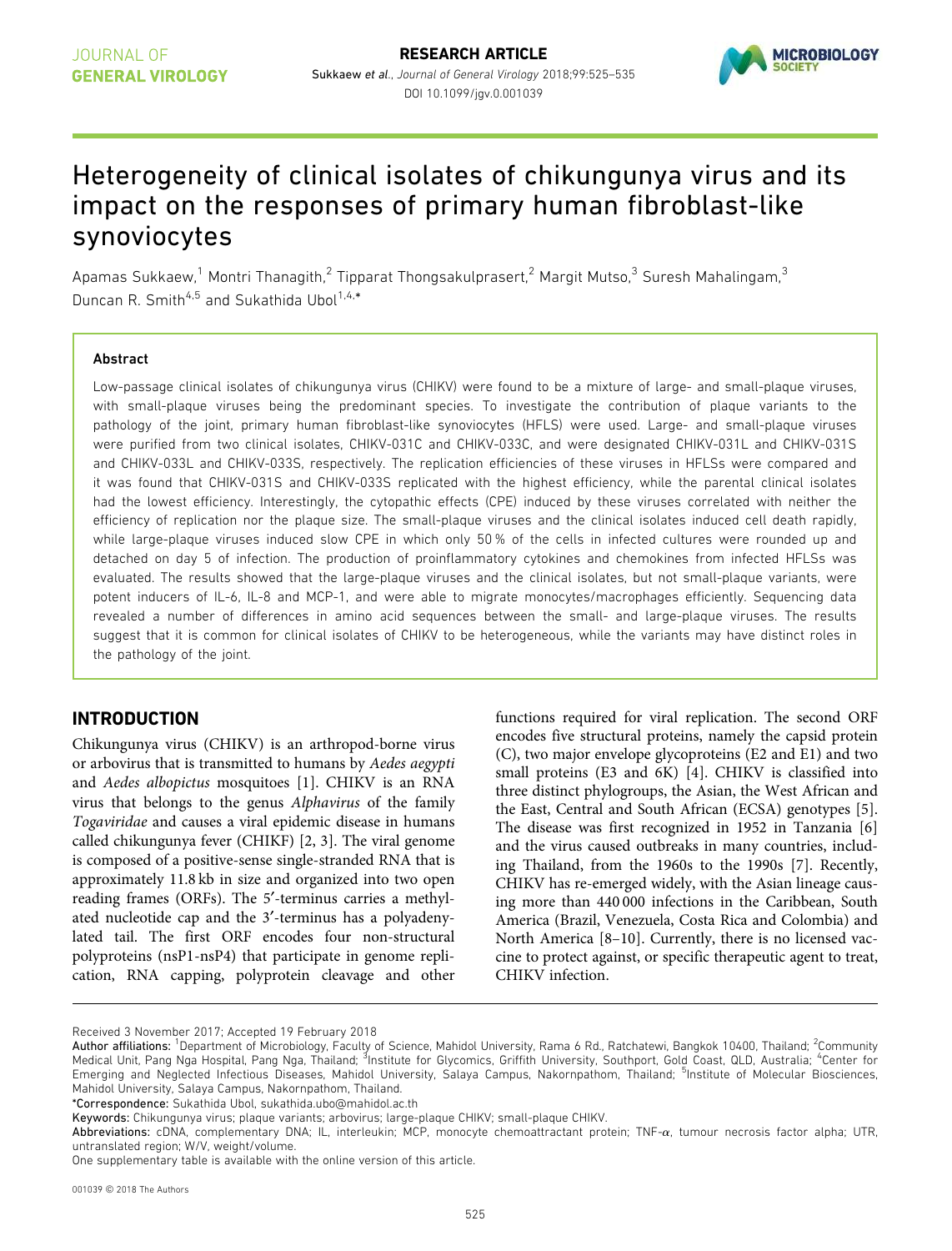# Heterogeneity of clinical isolates of chikungunya virus and its impact on the responses of primary human fibroblast-like synoviocytes

Apamas Sukkaew,[1] Montri Thanagith,[2] Tipparat Thongsakulprasert,[2] Margit Mutso,[3] Suresh Mahalingam,[3] Duncan R. Smith[4,5] and Sukathida Ubol[1,4,*]

## Abstract

Low-passage clinical isolates of chikungunya virus (CHIKV) were found to be a mixture of large- and small-plaque viruses, with small-plaque viruses being the predominant species. To investigate the contribution of plaque variants to the pathology of the joint, primary human fibroblast-like synoviocytes (HFLS) were used. Large- and small-plaque viruses were purified from two clinical isolates, CHIKV-031C and CHIKV-033C, and were designated CHIKV-031L and CHIKV-031S and CHIKV-033L and CHIKV-033S, respectively. The replication efficiencies of these viruses in HFLSs were compared and it was found that CHIKV-031S and CHIKV-033S replicated with the highest efficiency, while the parental clinical isolates had the lowest efficiency. Interestingly, the cytopathic effects (CPE) induced by these viruses correlated with neither the efficiency of replication nor the plaque size. The small-plaque viruses and the clinical isolates induced cell death rapidly, while large-plaque viruses induced slow CPE in which only 50 % of the cells in infected cultures were rounded up and detached on day 5 of infection. The production of proinflammatory cytokines and chemokines from infected HFLSs was evaluated. The results showed that the large-plaque viruses and the clinical isolates, but not small-plaque variants, were potent inducers of IL-6, IL-8 and MCP-1, and were able to migrate monocytes/macrophages efficiently. Sequencing data revealed a number of differences in amino acid sequences between the small- and large-plaque viruses. The results suggest that it is common for clinical isolates of CHIKV to be heterogeneous, while the variants may have distinct roles in the pathology of the joint.

## INTRODUCTION

Chikungunya virus (CHIKV) is an arthropod-borne virus or arbovirus that is transmitted to humans by *Aedes aegypti* and *Aedes albopictus* mosquitoes [1]. CHIKV is an RNA virus that belongs to the genus *Alphavirus* of the family *Togaviridae* and causes a viral epidemic disease in humans called chikungunya fever (CHIKF) [2, 3]. The viral genome is composed of a positive-sense single-stranded RNA that is approximately 11.8 kb in size and organized into two open reading frames (ORFs). The 5′-terminus carries a methylated nucleotide cap and the 3′-terminus has a polyadenylated tail. The first ORF encodes four non-structural polyproteins (nsP1-nsP4) that participate in genome replication, RNA capping, polyprotein cleavage and other functions required for viral replication. The second ORF encodes five structural proteins, namely the capsid protein (C), two major envelope glycoproteins (E2 and E1) and two small proteins (E3 and 6K) [4]. CHIKV is classified into three distinct phylogroups, the Asian, the West African and the East, Central and South African (ECSA) genotypes [5]. The disease was first recognized in 1952 in Tanzania [6] and the virus caused outbreaks in many countries, including Thailand, from the 1960s to the 1990s [7]. Recently, CHIKV has re-emerged widely, with the Asian lineage causing more than 440 000 infections in the Caribbean, South America (Brazil, Venezuela, Costa Rica and Colombia) and North America [8–10]. Currently, there is no licensed vaccine to protect against, or specific therapeutic agent to treat, CHIKV infection.

Received 3 November 2017; Accepted 19 February 2018

Author affiliations: [1]Department of Microbiology, Faculty of Science, Mahidol University, Rama 6 Rd., Ratchatewi, Bangkok 10400, Thailand; [2]Community Medical Unit, Pang Nga Hospital, Pang Nga, Thailand; [3]Institute for Glycomics, Griffith University, Southport, Gold Coast, QLD, Australia; [4]Center for Emerging and Neglected Infectious Diseases, Mahidol University, Salaya Campus, Nakornpathom, Thailand; [5]Institute of Molecular Biosciences, Mahidol University, Salaya Campus, Nakornpathom, Thailand.

*Correspondence: Sukathida Ubol, sukathida.ubo@mahidol.ac.th

Keywords: Chikungunya virus; plaque variants; arbovirus; large-plaque CHIKV; small-plaque CHIKV.

Abbreviations: cDNA, complementary DNA; IL, interleukin; MCP, monocyte chemoattractant protein; TNF-$\alpha$, tumour necrosis factor alpha; UTR, untranslated region; W/V, weight/volume.

One supplementary table is available with the online version of this article.

001039 © 2018 The Authors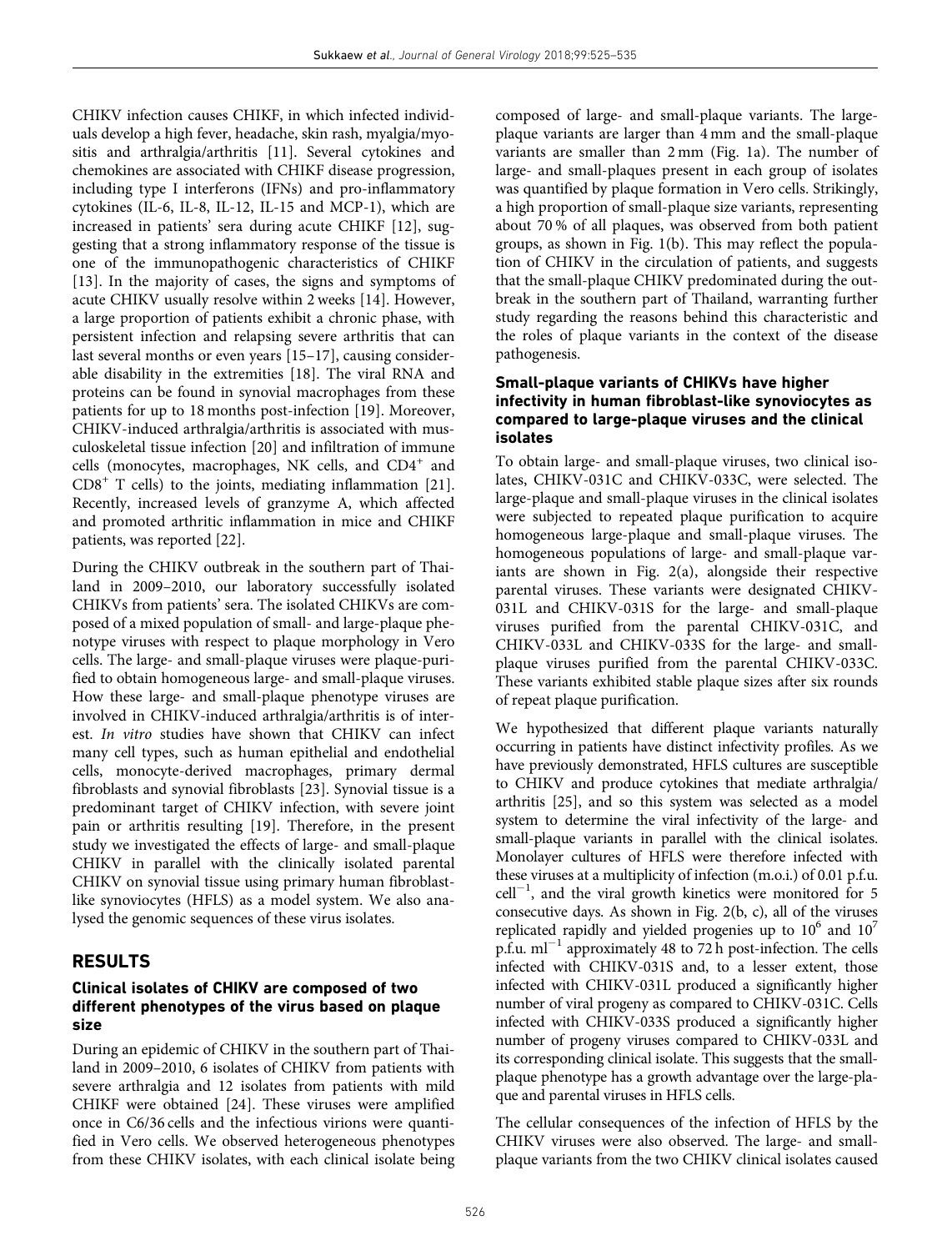CHIKV infection causes CHIKF, in which infected individuals develop a high fever, headache, skin rash, myalgia/myositis and arthralgia/arthritis [11]. Several cytokines and chemokines are associated with CHIKF disease progression, including type I interferons (IFNs) and pro-inflammatory cytokines (IL-6, IL-8, IL-12, IL-15 and MCP-1), which are increased in patients' sera during acute CHIKF [12], suggesting that a strong inflammatory response of the tissue is one of the immunopathogenic characteristics of CHIKF [13]. In the majority of cases, the signs and symptoms of acute CHIKV usually resolve within 2 weeks [14]. However, a large proportion of patients exhibit a chronic phase, with persistent infection and relapsing severe arthritis that can last several months or even years [15–17], causing considerable disability in the extremities [18]. The viral RNA and proteins can be found in synovial macrophages from these patients for up to 18 months post-infection [19]. Moreover, CHIKV-induced arthralgia/arthritis is associated with musculoskeletal tissue infection [20] and infiltration of immune cells (monocytes, macrophages, NK cells, and $CD4^+$ and $CD8^+$ T cells) to the joints, mediating inflammation [21]. Recently, increased levels of granzyme A, which affected and promoted arthritic inflammation in mice and CHIKF patients, was reported [22].

During the CHIKV outbreak in the southern part of Thailand in 2009–2010, our laboratory successfully isolated CHIKVs from patients' sera. The isolated CHIKVs are composed of a mixed population of small- and large-plaque phenotype viruses with respect to plaque morphology in Vero cells. The large- and small-plaque viruses were plaque-purified to obtain homogeneous large- and small-plaque viruses. How these large- and small-plaque phenotype viruses are involved in CHIKV-induced arthralgia/arthritis is of interest. *In vitro* studies have shown that CHIKV can infect many cell types, such as human epithelial and endothelial cells, monocyte-derived macrophages, primary dermal fibroblasts and synovial fibroblasts [23]. Synovial tissue is a predominant target of CHIKV infection, with severe joint pain or arthritis resulting [19]. Therefore, in the present study we investigated the effects of large- and small-plaque CHIKV in parallel with the clinically isolated parental CHIKV on synovial tissue using primary human fibroblast-like synoviocytes (HFLS) as a model system. We also analysed the genomic sequences of these virus isolates.

## RESULTS

### Clinical isolates of CHIKV are composed of two different phenotypes of the virus based on plaque size

During an epidemic of CHIKV in the southern part of Thailand in 2009–2010, 6 isolates of CHIKV from patients with severe arthralgia and 12 isolates from patients with mild CHIKF were obtained [24]. These viruses were amplified once in C6/36 cells and the infectious virions were quantified in Vero cells. We observed heterogeneous phenotypes from these CHIKV isolates, with each clinical isolate being composed of large- and small-plaque variants. The large-plaque variants are larger than 4 mm and the small-plaque variants are smaller than 2 mm (Fig. 1a). The number of large- and small-plaques present in each group of isolates was quantified by plaque formation in Vero cells. Strikingly, a high proportion of small-plaque size variants, representing about 70 % of all plaques, was observed from both patient groups, as shown in Fig. 1(b). This may reflect the population of CHIKV in the circulation of patients, and suggests that the small-plaque CHIKV predominated during the outbreak in the southern part of Thailand, warranting further study regarding the reasons behind this characteristic and the roles of plaque variants in the context of the disease pathogenesis.

### Small-plaque variants of CHIKVs have higher infectivity in human fibroblast-like synoviocytes as compared to large-plaque viruses and the clinical isolates

To obtain large- and small-plaque viruses, two clinical isolates, CHIKV-031C and CHIKV-033C, were selected. The large-plaque and small-plaque viruses in the clinical isolates were subjected to repeated plaque purification to acquire homogeneous large-plaque and small-plaque viruses. The homogeneous populations of large- and small-plaque variants are shown in Fig. 2(a), alongside their respective parental viruses. These variants were designated CHIKV-031L and CHIKV-031S for the large- and small-plaque viruses purified from the parental CHIKV-031C, and CHIKV-033L and CHIKV-033S for the large- and small-plaque viruses purified from the parental CHIKV-033C. These variants exhibited stable plaque sizes after six rounds of repeat plaque purification.

We hypothesized that different plaque variants naturally occurring in patients have distinct infectivity profiles. As we have previously demonstrated, HFLS cultures are susceptible to CHIKV and produce cytokines that mediate arthralgia/arthritis [25], and so this system was selected as a model system to determine the viral infectivity of the large- and small-plaque variants in parallel with the clinical isolates. Monolayer cultures of HFLS were therefore infected with these viruses at a multiplicity of infection (m.o.i.) of 0.01 p.f.u. $cell^{-1}$, and the viral growth kinetics were monitored for 5 consecutive days. As shown in Fig. 2(b, c), all of the viruses replicated rapidly and yielded progenies up to $10^6$ and $10^7$ p.f.u. $ml^{-1}$ approximately 48 to 72 h post-infection. The cells infected with CHIKV-031S and, to a lesser extent, those infected with CHIKV-031L produced a significantly higher number of viral progeny as compared to CHIKV-031C. Cells infected with CHIKV-033S produced a significantly higher number of progeny viruses compared to CHIKV-033L and its corresponding clinical isolate. This suggests that the small-plaque phenotype has a growth advantage over the large-plaque and parental viruses in HFLS cells.

The cellular consequences of the infection of HFLS by the CHIKV viruses were also observed. The large- and small-plaque variants from the two CHIKV clinical isolates caused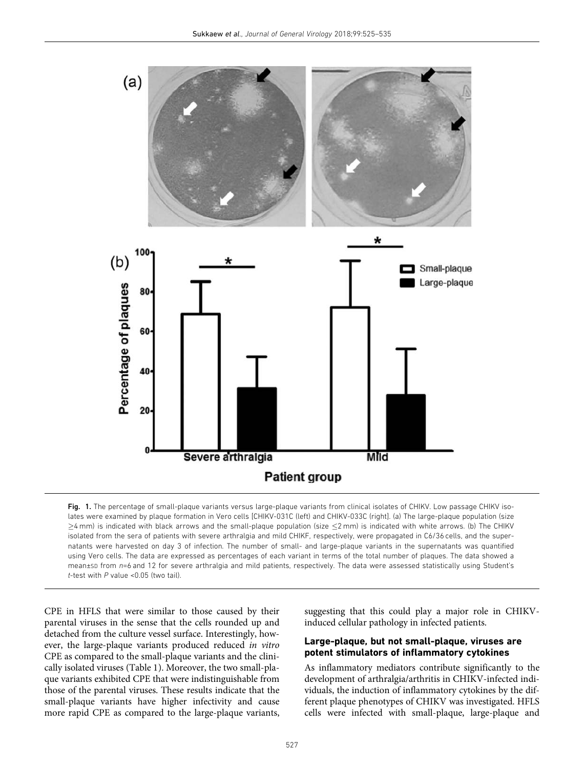**Fig. 1.** The percentage of small-plaque variants versus large-plaque variants from clinical isolates of CHIKV. Low passage CHIKV isolates were examined by plaque formation in Vero cells [CHIKV-031C (left) and CHIKV-033C (right]. (a) The large-plaque population (size $\geq$4 mm) is indicated with black arrows and the small-plaque population (size $\leq$2 mm) is indicated with white arrows. (b) The CHIKV isolated from the sera of patients with severe arthralgia and mild CHIKF, respectively, were propagated in C6/36 cells, and the supernatants were harvested on day 3 of infection. The number of small- and large-plaque variants in the supernatants was quantified using Vero cells. The data are expressed as percentages of each variant in terms of the total number of plaques. The data showed a mean±SD from $n$=6 and 12 for severe arthralgia and mild patients, respectively. The data were assessed statistically using Student's $t$-test with $P$ value <0.05 (two tail).

CPE in HFLS that were similar to those caused by their parental viruses in the sense that the cells rounded up and detached from the culture vessel surface. Interestingly, however, the large-plaque variants produced reduced *in vitro* CPE as compared to the small-plaque variants and the clinically isolated viruses (Table 1). Moreover, the two small-plaque variants exhibited CPE that were indistinguishable from those of the parental viruses. These results indicate that the small-plaque variants have higher infectivity and cause more rapid CPE as compared to the large-plaque variants, suggesting that this could play a major role in CHIKV-induced cellular pathology in infected patients.

### Large-plaque, but not small-plaque, viruses are potent stimulators of inflammatory cytokines

As inflammatory mediators contribute significantly to the development of arthralgia/arthritis in CHIKV-infected individuals, the induction of inflammatory cytokines by the different plaque phenotypes of CHIKV was investigated. HFLS cells were infected with small-plaque, large-plaque and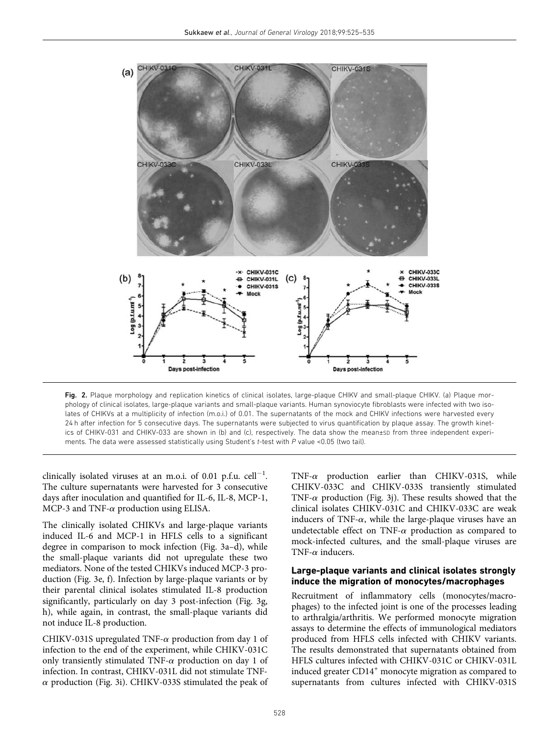Fig. 2. Plaque morphology and replication kinetics of clinical isolates, large-plaque CHIKV and small-plaque CHIKV. (a) Plaque morphology of clinical isolates, large-plaque variants and small-plaque variants. Human synoviocyte fibroblasts were infected with two isolates of CHIKVs at a multiplicity of infection (m.o.i.) of 0.01. The supernatants of the mock and CHIKV infections were harvested every 24 h after infection for 5 consecutive days. The supernatants were subjected to virus quantification by plaque assay. The growth kinetics of CHIKV-031 and CHIKV-033 are shown in (b) and (c), respectively. The data show the mean±SD from three independent experiments. The data were assessed statistically using Student's *t*-test with *P* value <0.05 (two tail).

clinically isolated viruses at an m.o.i. of 0.01 p.f.u. $cell^{-1}$. The culture supernatants were harvested for 3 consecutive days after inoculation and quantified for IL-6, IL-8, MCP-1, MCP-3 and TNF-$\alpha$ production using ELISA.

The clinically isolated CHIKVs and large-plaque variants induced IL-6 and MCP-1 in HFLS cells to a significant degree in comparison to mock infection (Fig. 3a–d), while the small-plaque variants did not upregulate these two mediators. None of the tested CHIKVs induced MCP-3 production (Fig. 3e, f). Infection by large-plaque variants or by their parental clinical isolates stimulated IL-8 production significantly, particularly on day 3 post-infection (Fig. 3g, h), while again, in contrast, the small-plaque variants did not induce IL-8 production.

CHIKV-031S upregulated TNF-$\alpha$ production from day 1 of infection to the end of the experiment, while CHIKV-031C only transiently stimulated TNF-$\alpha$ production on day 1 of infection. In contrast, CHIKV-031L did not stimulate TNF-$\alpha$ production (Fig. 3i). CHIKV-033S stimulated the peak of TNF-$\alpha$ production earlier than CHIKV-031S, while CHIKV-033C and CHIKV-033S transiently stimulated TNF-$\alpha$ production (Fig. 3j). These results showed that the clinical isolates CHIKV-031C and CHIKV-033C are weak inducers of TNF-$\alpha$, while the large-plaque viruses have an undetectable effect on TNF-$\alpha$ production as compared to mock-infected cultures, and the small-plaque viruses are TNF-$\alpha$ inducers.

### Large-plaque variants and clinical isolates strongly induce the migration of monocytes/macrophages

Recruitment of inflammatory cells (monocytes/macrophages) to the infected joint is one of the processes leading to arthralgia/arthritis. We performed monocyte migration assays to determine the effects of immunological mediators produced from HFLS cells infected with CHIKV variants. The results demonstrated that supernatants obtained from HFLS cultures infected with CHIKV-031C or CHIKV-031L induced greater $CD14^{+}$ monocyte migration as compared to supernatants from cultures infected with CHIKV-031S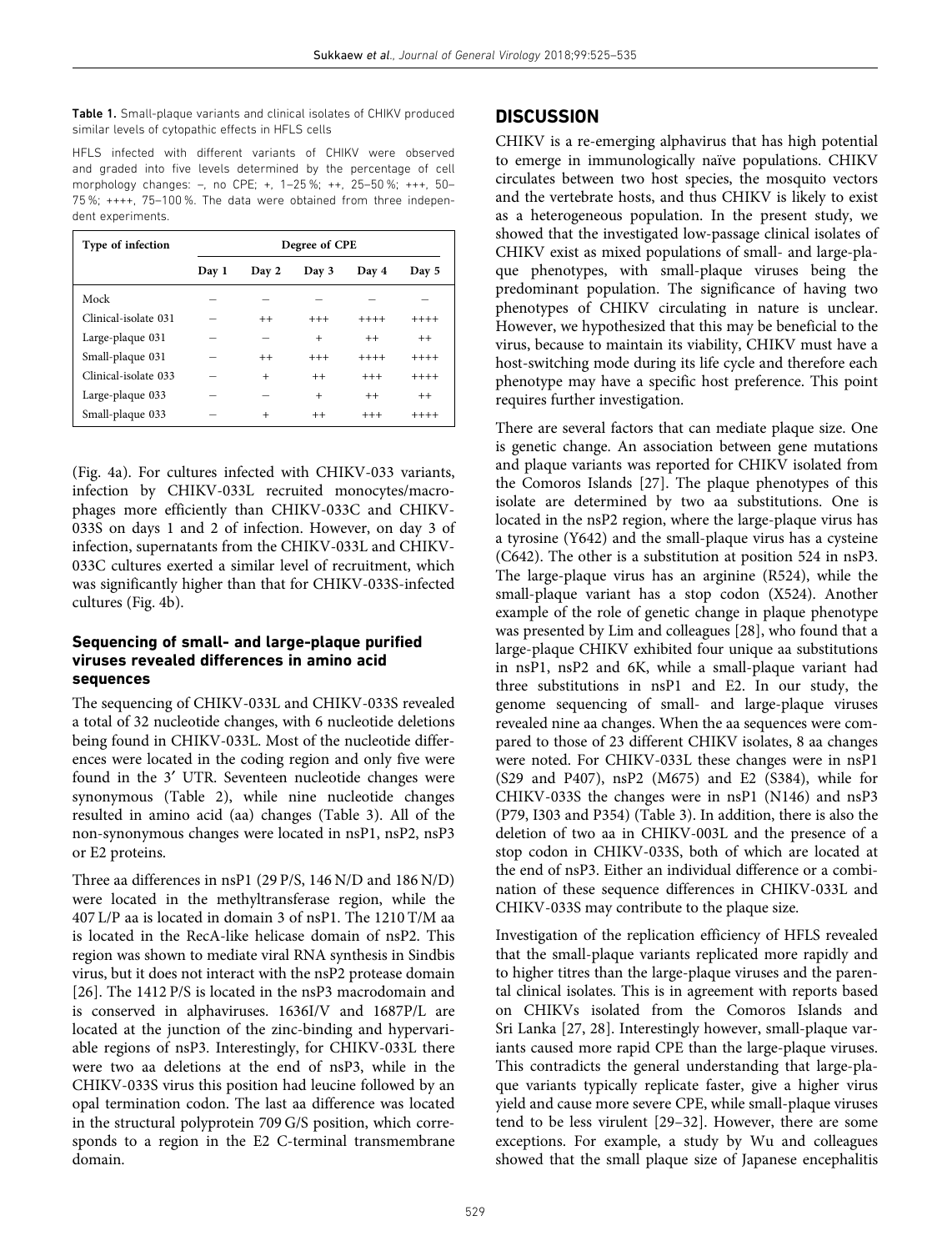**Table 1.** Small-plaque variants and clinical isolates of CHIKV produced similar levels of cytopathic effects in HFLS cells

HFLS infected with different variants of CHIKV were observed and graded into five levels determined by the percentage of cell morphology changes: –, no CPE; +, 1–25 %; ++, 25–50 %; +++, 50–75 %; ++++, 75–100 %. The data were obtained from three independent experiments.

| Type of infection | Degree of CPE | | | | |
|---|---|---|---|---|---|
| | Day 1 | Day 2 | Day 3 | Day 4 | Day 5 |
| Mock | – | – | – | – | – |
| Clinical-isolate 031 | – | ++ | +++ | ++++ | ++++ |
| Large-plaque 031 | – | – | + | ++ | ++ |
| Small-plaque 031 | – | ++ | +++ | ++++ | ++++ |
| Clinical-isolate 033 | – | + | ++ | +++ | ++++ |
| Large-plaque 033 | – | – | + | ++ | ++ |
| Small-plaque 033 | – | + | ++ | +++ | ++++ |

(Fig. 4a). For cultures infected with CHIKV-033 variants, infection by CHIKV-033L recruited monocytes/macrophages more efficiently than CHIKV-033C and CHIKV-033S on days 1 and 2 of infection. However, on day 3 of infection, supernatants from the CHIKV-033L and CHIKV-033C cultures exerted a similar level of recruitment, which was significantly higher than that for CHIKV-033S-infected cultures (Fig. 4b).

### Sequencing of small- and large-plaque purified viruses revealed differences in amino acid sequences

The sequencing of CHIKV-033L and CHIKV-033S revealed a total of 32 nucleotide changes, with 6 nucleotide deletions being found in CHIKV-033L. Most of the nucleotide differences were located in the coding region and only five were found in the 3′ UTR. Seventeen nucleotide changes were synonymous (Table 2), while nine nucleotide changes resulted in amino acid (aa) changes (Table 3). All of the non-synonymous changes were located in nsP1, nsP2, nsP3 or E2 proteins.

Three aa differences in nsP1 (29 P/S, 146 N/D and 186 N/D) were located in the methyltransferase region, while the 407 L/P aa is located in domain 3 of nsP1. The 1210 T/M aa is located in the RecA-like helicase domain of nsP2. This region was shown to mediate viral RNA synthesis in Sindbis virus, but it does not interact with the nsP2 protease domain [26]. The 1412 P/S is located in the nsP3 macrodomain and is conserved in alphaviruses. 1636I/V and 1687P/L are located at the junction of the zinc-binding and hypervariable regions of nsP3. Interestingly, for CHIKV-033L there were two aa deletions at the end of nsP3, while in the CHIKV-033S virus this position had leucine followed by an opal termination codon. The last aa difference was located in the structural polyprotein 709 G/S position, which corresponds to a region in the E2 C-terminal transmembrane domain.

## DISCUSSION

CHIKV is a re-emerging alphavirus that has high potential to emerge in immunologically naïve populations. CHIKV circulates between two host species, the mosquito vectors and the vertebrate hosts, and thus CHIKV is likely to exist as a heterogeneous population. In the present study, we showed that the investigated low-passage clinical isolates of CHIKV exist as mixed populations of small- and large-plaque phenotypes, with small-plaque viruses being the predominant population. The significance of having two phenotypes of CHIKV circulating in nature is unclear. However, we hypothesized that this may be beneficial to the virus, because to maintain its viability, CHIKV must have a host-switching mode during its life cycle and therefore each phenotype may have a specific host preference. This point requires further investigation.

There are several factors that can mediate plaque size. One is genetic change. An association between gene mutations and plaque variants was reported for CHIKV isolated from the Comoros Islands [27]. The plaque phenotypes of this isolate are determined by two aa substitutions. One is located in the nsP2 region, where the large-plaque virus has a tyrosine (Y642) and the small-plaque virus has a cysteine (C642). The other is a substitution at position 524 in nsP3. The large-plaque virus has an arginine (R524), while the small-plaque variant has a stop codon (X524). Another example of the role of genetic change in plaque phenotype was presented by Lim and colleagues [28], who found that a large-plaque CHIKV exhibited four unique aa substitutions in nsP1, nsP2 and 6K, while a small-plaque variant had three substitutions in nsP1 and E2. In our study, the genome sequencing of small- and large-plaque viruses revealed nine aa changes. When the aa sequences were compared to those of 23 different CHIKV isolates, 8 aa changes were noted. For CHIKV-033L these changes were in nsP1 (S29 and P407), nsP2 (M675) and E2 (S384), while for CHIKV-033S the changes were in nsP1 (N146) and nsP3 (P79, I303 and P354) (Table 3). In addition, there is also the deletion of two aa in CHIKV-003L and the presence of a stop codon in CHIKV-033S, both of which are located at the end of nsP3. Either an individual difference or a combination of these sequence differences in CHIKV-033L and CHIKV-033S may contribute to the plaque size.

Investigation of the replication efficiency of HFLS revealed that the small-plaque variants replicated more rapidly and to higher titres than the large-plaque viruses and the parental clinical isolates. This is in agreement with reports based on CHIKVs isolated from the Comoros Islands and Sri Lanka [27, 28]. Interestingly however, small-plaque variants caused more rapid CPE than the large-plaque viruses. This contradicts the general understanding that large-plaque variants typically replicate faster, give a higher virus yield and cause more severe CPE, while small-plaque viruses tend to be less virulent [29–32]. However, there are some exceptions. For example, a study by Wu and colleagues showed that the small plaque size of Japanese encephalitis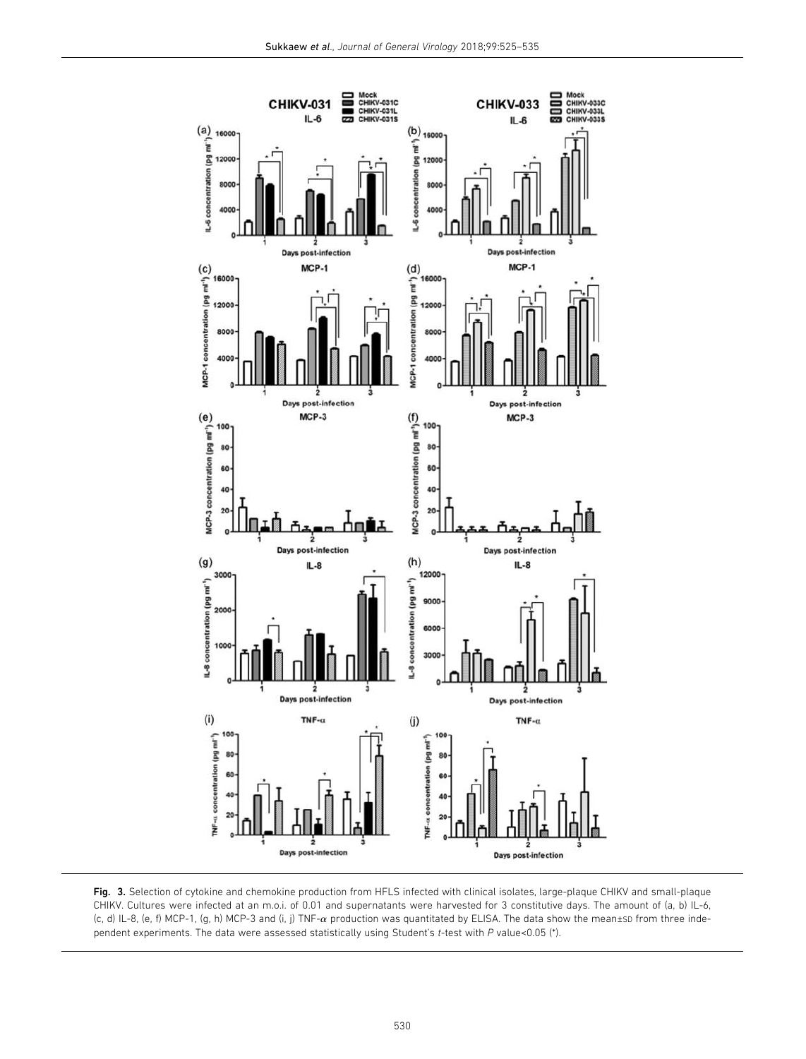Fig. 3. Selection of cytokine and chemokine production from HFLS infected with clinical isolates, large-plaque CHIKV and small-plaque CHIKV. Cultures were infected at an m.o.i. of 0.01 and supernatants were harvested for 3 constitutive days. The amount of (a, b) IL-6, (c, d) IL-8, (e, f) MCP-1, (g, h) MCP-3 and (i, j) TNF-$\alpha$ production was quantitated by ELISA. The data show the mean±SD from three independent experiments. The data were assessed statistically using Student's *t*-test with *P* value<0.05 (*).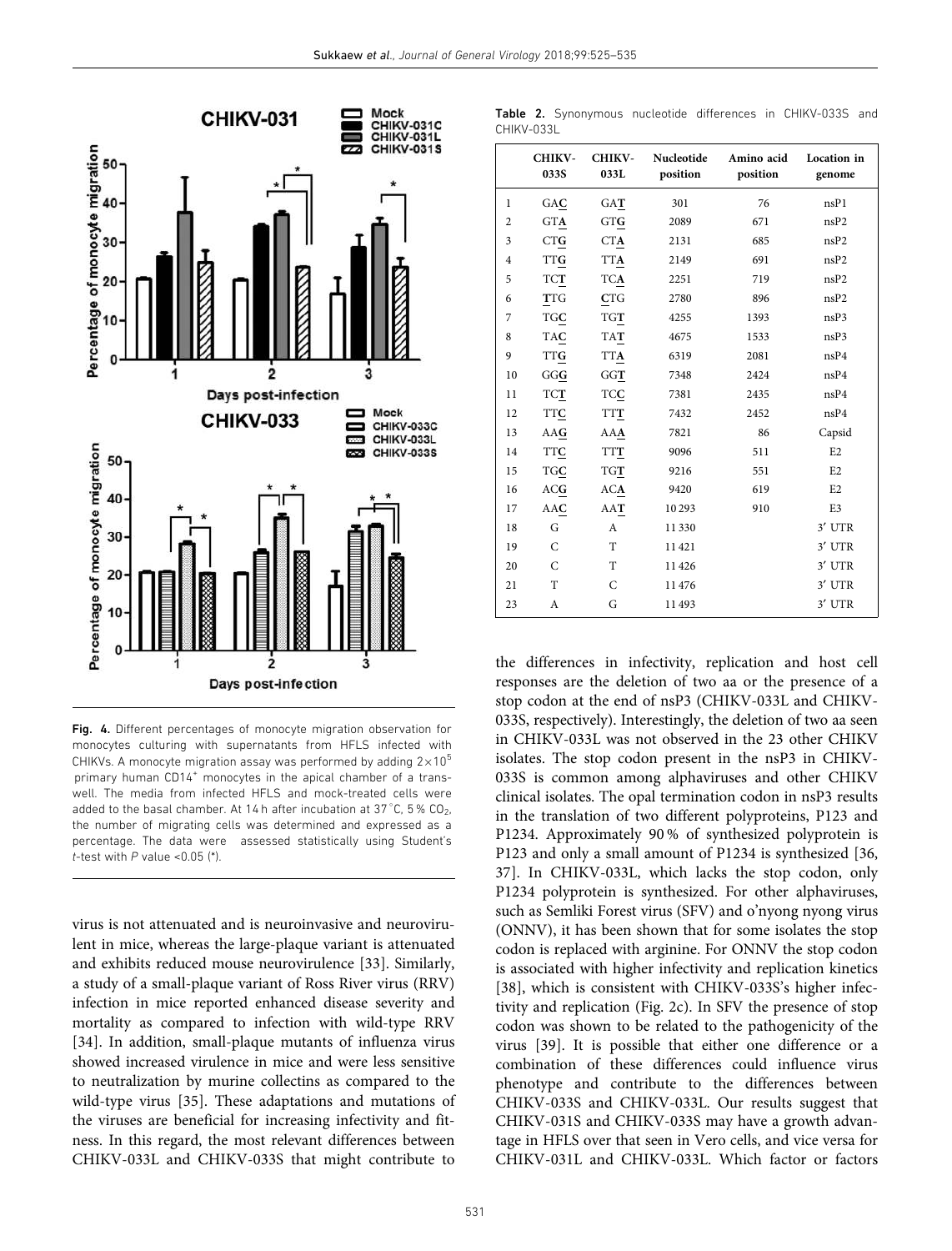Fig. 4. Different percentages of monocyte migration observation for monocytes culturing with supernatants from HFLS infected with CHIKVs. A monocyte migration assay was performed by adding $2\times10^5$ primary human CD14+ monocytes in the apical chamber of a transwell. The media from infected HFLS and mock-treated cells were added to the basal chamber. At 14 h after incubation at 37 °C, 5 % $CO_2$, the number of migrating cells was determined and expressed as a percentage. The data were assessed statistically using Student's *t*-test with *P* value <0.05 (*).

virus is not attenuated and is neuroinvasive and neurovirulent in mice, whereas the large-plaque variant is attenuated and exhibits reduced mouse neurovirulence [33]. Similarly, a study of a small-plaque variant of Ross River virus (RRV) infection in mice reported enhanced disease severity and mortality as compared to infection with wild-type RRV [34]. In addition, small-plaque mutants of influenza virus showed increased virulence in mice and were less sensitive to neutralization by murine collectins as compared to the wild-type virus [35]. These adaptations and mutations of the viruses are beneficial for increasing infectivity and fitness. In this regard, the most relevant differences between CHIKV-033L and CHIKV-033S that might contribute to

**Table 2.** Synonymous nucleotide differences in CHIKV-033S and CHIKV-033L

| | CHIKV-033S | CHIKV-033L | Nucleotide position | Amino acid position | Location in genome |
|---|---|---|---|---|---|
| 1 | GA**C** | GA**T** | 301 | 76 | nsP1 |
| 2 | GT**A** | GT**G** | 2089 | 671 | nsP2 |
| 3 | CT**G** | CT**A** | 2131 | 685 | nsP2 |
| 4 | TT**G** | TT**A** | 2149 | 691 | nsP2 |
| 5 | TC**T** | TC**A** | 2251 | 719 | nsP2 |
| 6 | **T**TG | **C**TG | 2780 | 896 | nsP2 |
| 7 | TG**C** | TG**T** | 4255 | 1393 | nsP3 |
| 8 | TA**C** | TA**T** | 4675 | 1533 | nsP3 |
| 9 | TT**G** | TT**A** | 6319 | 2081 | nsP4 |
| 10 | GG**G** | GG**T** | 7348 | 2424 | nsP4 |
| 11 | TC**T** | TC**C** | 7381 | 2435 | nsP4 |
| 12 | TT**C** | TT**T** | 7432 | 2452 | nsP4 |
| 13 | AA**G** | AA**A** | 7821 | 86 | Capsid |
| 14 | TT**C** | TT**T** | 9096 | 511 | E2 |
| 15 | TG**C** | TG**T** | 9216 | 551 | E2 |
| 16 | AC**G** | AC**A** | 9420 | 619 | E2 |
| 17 | AA**C** | AA**T** | 10293 | 910 | E3 |
| 18 | G | A | 11330 | | 3′ UTR |
| 19 | C | T | 11421 | | 3′ UTR |
| 20 | C | T | 11426 | | 3′ UTR |
| 21 | T | C | 11476 | | 3′ UTR |
| 23 | A | G | 11493 | | 3′ UTR |

the differences in infectivity, replication and host cell responses are the deletion of two aa or the presence of a stop codon at the end of nsP3 (CHIKV-033L and CHIKV-033S, respectively). Interestingly, the deletion of two aa seen in CHIKV-033L was not observed in the 23 other CHIKV isolates. The stop codon present in the nsP3 in CHIKV-033S is common among alphaviruses and other CHIKV clinical isolates. The opal termination codon in nsP3 results in the translation of two different polyproteins, P123 and P1234. Approximately 90 % of synthesized polyprotein is P123 and only a small amount of P1234 is synthesized [36, 37]. In CHIKV-033L, which lacks the stop codon, only P1234 polyprotein is synthesized. For other alphaviruses, such as Semliki Forest virus (SFV) and o'nyong nyong virus (ONNV), it has been shown that for some isolates the stop codon is replaced with arginine. For ONNV the stop codon is associated with higher infectivity and replication kinetics [38], which is consistent with CHIKV-033S's higher infectivity and replication (Fig. 2c). In SFV the presence of stop codon was shown to be related to the pathogenicity of the virus [39]. It is possible that either one difference or a combination of these differences could influence virus phenotype and contribute to the differences between CHIKV-033S and CHIKV-033L. Our results suggest that CHIKV-031S and CHIKV-033S may have a growth advantage in HFLS over that seen in Vero cells, and vice versa for CHIKV-031L and CHIKV-033L. Which factor or factors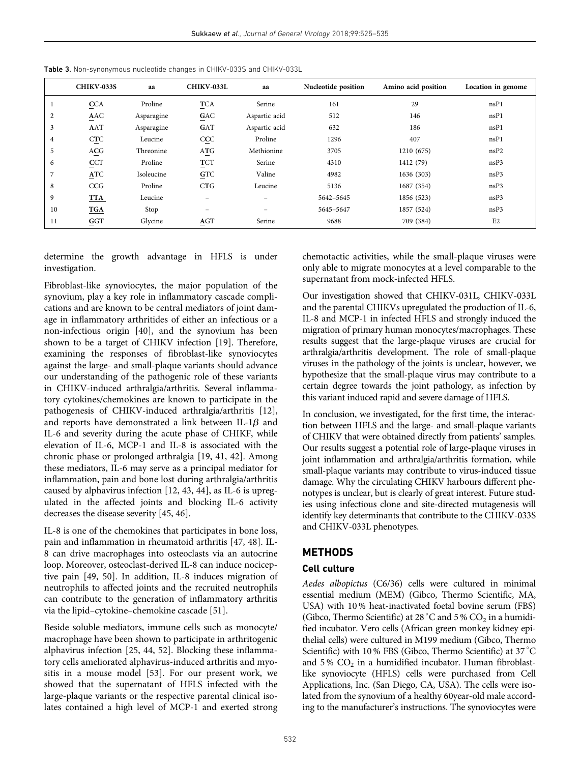**Table 3.** Non-synonymous nucleotide changes in CHIKV-033S and CHIKV-033L

| | CHIKV-033S | aa | CHIKV-033L | aa | Nucleotide position | Amino acid position | Location in genome |
|---|---|---|---|---|---|---|---|
| 1 | CCA | Proline | TCA | Serine | 161 | 29 | nsP1 |
| 2 | AAC | Asparagine | GAC | Aspartic acid | 512 | 146 | nsP1 |
| 3 | AAT | Asparagine | GAT | Aspartic acid | 632 | 186 | nsP1 |
| 4 | CTC | Leucine | CCC | Proline | 1296 | 407 | nsP1 |
| 5 | ACG | Threonine | ATG | Methionine | 3705 | 1210 (675) | nsP2 |
| 6 | CCT | Proline | TCT | Serine | 4310 | 1412 (79) | nsP3 |
| 7 | ATC | Isoleucine | GTC | Valine | 4982 | 1636 (303) | nsP3 |
| 8 | CCG | Proline | CTG | Leucine | 5136 | 1687 (354) | nsP3 |
| 9 | TTA | Leucine | – | – | 5642–5645 | 1856 (523) | nsP3 |
| 10 | TGA | Stop | – | – | 5645–5647 | 1857 (524) | nsP3 |
| 11 | GGT | Glycine | AGT | Serine | 9688 | 709 (384) | E2 |

determine the growth advantage in HFLS is under investigation.

Fibroblast-like synoviocytes, the major population of the synovium, play a key role in inflammatory cascade complications and are known to be central mediators of joint damage in inflammatory arthritides of either an infectious or a non-infectious origin [40], and the synovium has been shown to be a target of CHIKV infection [19]. Therefore, examining the responses of fibroblast-like synoviocytes against the large- and small-plaque variants should advance our understanding of the pathogenic role of these variants in CHIKV-induced arthralgia/arthritis. Several inflammatory cytokines/chemokines are known to participate in the pathogenesis of CHIKV-induced arthralgia/arthritis [12], and reports have demonstrated a link between IL-1$\beta$ and IL-6 and severity during the acute phase of CHIKF, while elevation of IL-6, MCP-1 and IL-8 is associated with the chronic phase or prolonged arthralgia [19, 41, 42]. Among these mediators, IL-6 may serve as a principal mediator for inflammation, pain and bone lost during arthralgia/arthritis caused by alphavirus infection [12, 43, 44], as IL-6 is upregulated in the affected joints and blocking IL-6 activity decreases the disease severity [45, 46].

IL-8 is one of the chemokines that participates in bone loss, pain and inflammation in rheumatoid arthritis [47, 48]. IL-8 can drive macrophages into osteoclasts via an autocrine loop. Moreover, osteoclast-derived IL-8 can induce nociceptive pain [49, 50]. In addition, IL-8 induces migration of neutrophils to affected joints and the recruited neutrophils can contribute to the generation of inflammatory arthritis via the lipid–cytokine–chemokine cascade [51].

Beside soluble mediators, immune cells such as monocyte/macrophage have been shown to participate in arthritogenic alphavirus infection [25, 44, 52]. Blocking these inflammatory cells ameliorated alphavirus-induced arthritis and myositis in a mouse model [53]. For our present work, we showed that the supernatant of HFLS infected with the large-plaque variants or the respective parental clinical isolates contained a high level of MCP-1 and exerted strong chemotactic activities, while the small-plaque viruses were only able to migrate monocytes at a level comparable to the supernatant from mock-infected HFLS.

Our investigation showed that CHIKV-031L, CHIKV-033L and the parental CHIKVs upregulated the production of IL-6, IL-8 and MCP-1 in infected HFLS and strongly induced the migration of primary human monocytes/macrophages. These results suggest that the large-plaque viruses are crucial for arthralgia/arthritis development. The role of small-plaque viruses in the pathology of the joints is unclear, however, we hypothesize that the small-plaque virus may contribute to a certain degree towards the joint pathology, as infection by this variant induced rapid and severe damage of HFLS.

In conclusion, we investigated, for the first time, the interaction between HFLS and the large- and small-plaque variants of CHIKV that were obtained directly from patients' samples. Our results suggest a potential role of large-plaque viruses in joint inflammation and arthralgia/arthritis formation, while small-plaque variants may contribute to virus-induced tissue damage. Why the circulating CHIKV harbours different phenotypes is unclear, but is clearly of great interest. Future studies using infectious clone and site-directed mutagenesis will identify key determinants that contribute to the CHIKV-033S and CHIKV-033L phenotypes.

## METHODS

### Cell culture

*Aedes albopictus* (C6/36) cells were cultured in minimal essential medium (MEM) (Gibco, Thermo Scientific, MA, USA) with 10 % heat-inactivated foetal bovine serum (FBS) (Gibco, Thermo Scientific) at 28 °C and 5 % $CO_2$ in a humidified incubator. Vero cells (African green monkey kidney epithelial cells) were cultured in M199 medium (Gibco, Thermo Scientific) with 10 % FBS (Gibco, Thermo Scientific) at 37 °C and 5 % $CO_2$ in a humidified incubator. Human fibroblast-like synoviocyte (HFLS) cells were purchased from Cell Applications, Inc. (San Diego, CA, USA). The cells were isolated from the synovium of a healthy 60year-old male according to the manufacturer's instructions. The synoviocytes were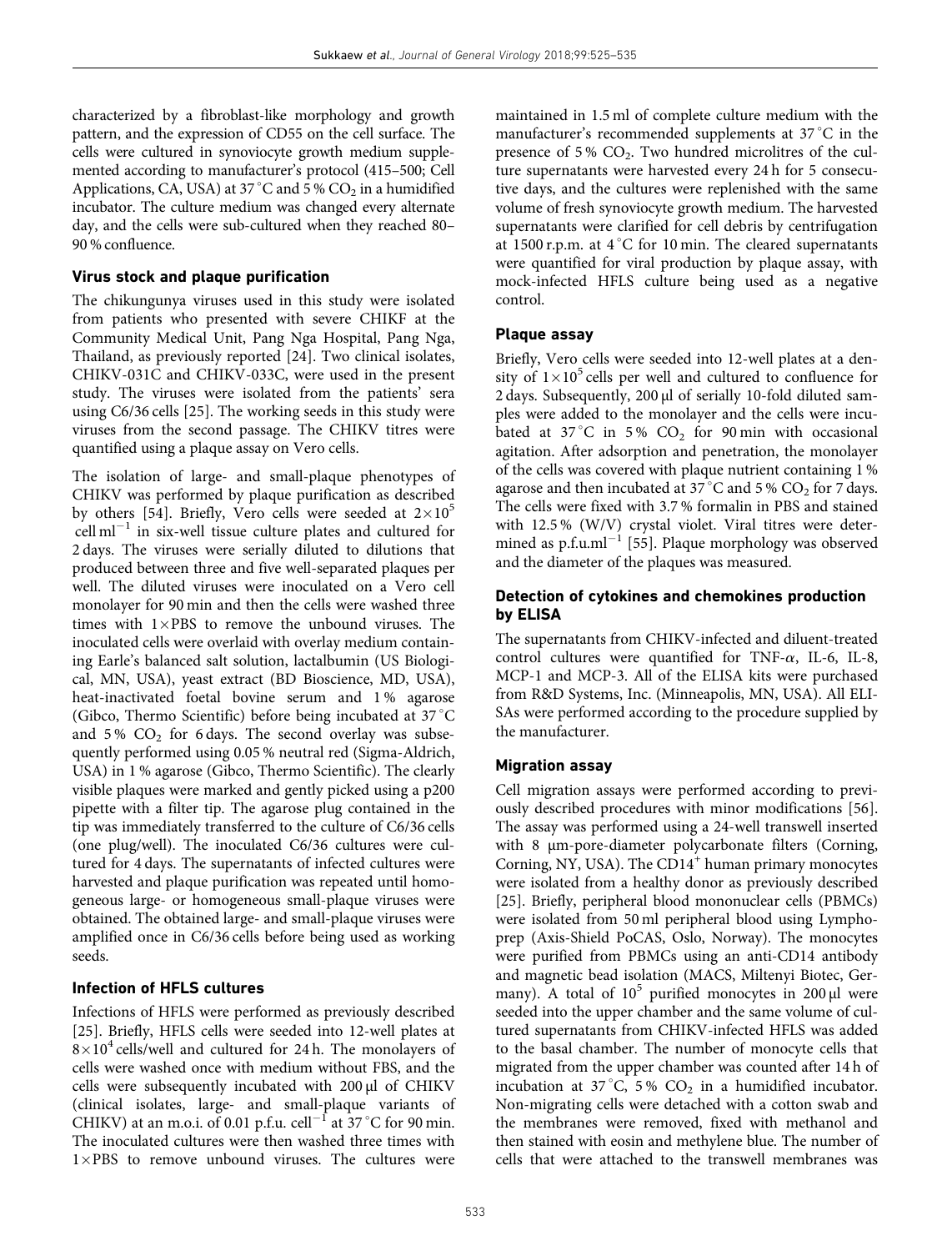characterized by a fibroblast-like morphology and growth pattern, and the expression of CD55 on the cell surface. The cells were cultured in synoviocyte growth medium supplemented according to manufacturer's protocol (415–500; Cell Applications, CA, USA) at 37 °C and 5 % $CO_2$ in a humidified incubator. The culture medium was changed every alternate day, and the cells were sub-cultured when they reached 80–90 % confluence.

### Virus stock and plaque purification

The chikungunya viruses used in this study were isolated from patients who presented with severe CHIKF at the Community Medical Unit, Pang Nga Hospital, Pang Nga, Thailand, as previously reported [24]. Two clinical isolates, CHIKV-031C and CHIKV-033C, were used in the present study. The viruses were isolated from the patients' sera using C6/36 cells [25]. The working seeds in this study were viruses from the second passage. The CHIKV titres were quantified using a plaque assay on Vero cells.

The isolation of large- and small-plaque phenotypes of CHIKV was performed by plaque purification as described by others [54]. Briefly, Vero cells were seeded at $2\times10^5$ cell $ml^{-1}$ in six-well tissue culture plates and cultured for 2 days. The viruses were serially diluted to dilutions that produced between three and five well-separated plaques per well. The diluted viruses were inoculated on a Vero cell monolayer for 90 min and then the cells were washed three times with 1×PBS to remove the unbound viruses. The inoculated cells were overlaid with overlay medium containing Earle's balanced salt solution, lactalbumin (US Biological, MN, USA), yeast extract (BD Bioscience, MD, USA), heat-inactivated foetal bovine serum and 1 % agarose (Gibco, Thermo Scientific) before being incubated at 37 °C and 5 % $CO_2$ for 6 days. The second overlay was subsequently performed using 0.05 % neutral red (Sigma-Aldrich, USA) in 1 % agarose (Gibco, Thermo Scientific). The clearly visible plaques were marked and gently picked using a p200 pipette with a filter tip. The agarose plug contained in the tip was immediately transferred to the culture of C6/36 cells (one plug/well). The inoculated C6/36 cultures were cultured for 4 days. The supernatants of infected cultures were harvested and plaque purification was repeated until homogeneous large- or homogeneous small-plaque viruses were obtained. The obtained large- and small-plaque viruses were amplified once in C6/36 cells before being used as working seeds.

### Infection of HFLS cultures

Infections of HFLS were performed as previously described [25]. Briefly, HFLS cells were seeded into 12-well plates at $8\times10^4$ cells/well and cultured for 24 h. The monolayers of cells were washed once with medium without FBS, and the cells were subsequently incubated with 200 µl of CHIKV (clinical isolates, large- and small-plaque variants of CHIKV) at an m.o.i. of 0.01 p.f.u. $cell^{-1}$ at 37 °C for 90 min. The inoculated cultures were then washed three times with 1×PBS to remove unbound viruses. The cultures were maintained in 1.5 ml of complete culture medium with the manufacturer's recommended supplements at 37 °C in the presence of 5 % $CO_2$. Two hundred microlitres of the culture supernatants were harvested every 24 h for 5 consecutive days, and the cultures were replenished with the same volume of fresh synoviocyte growth medium. The harvested supernatants were clarified for cell debris by centrifugation at 1500 r.p.m. at 4 °C for 10 min. The cleared supernatants were quantified for viral production by plaque assay, with mock-infected HFLS culture being used as a negative control.

### Plaque assay

Briefly, Vero cells were seeded into 12-well plates at a density of $1\times10^5$ cells per well and cultured to confluence for 2 days. Subsequently, 200 µl of serially 10-fold diluted samples were added to the monolayer and the cells were incubated at 37 °C in 5 % $CO_2$ for 90 min with occasional agitation. After adsorption and penetration, the monolayer of the cells was covered with plaque nutrient containing 1 % agarose and then incubated at 37 °C and 5 % $CO_2$ for 7 days. The cells were fixed with 3.7 % formalin in PBS and stained with 12.5 % (W/V) crystal violet. Viral titres were determined as p.f.u.$ml^{-1}$ [55]. Plaque morphology was observed and the diameter of the plaques was measured.

### Detection of cytokines and chemokines production by ELISA

The supernatants from CHIKV-infected and diluent-treated control cultures were quantified for TNF-$\alpha$, IL-6, IL-8, MCP-1 and MCP-3. All of the ELISA kits were purchased from R&D Systems, Inc. (Minneapolis, MN, USA). All ELISAs were performed according to the procedure supplied by the manufacturer.

### Migration assay

Cell migration assays were performed according to previously described procedures with minor modifications [56]. The assay was performed using a 24-well transwell inserted with 8 µm-pore-diameter polycarbonate filters (Corning, Corning, NY, USA). The $CD14^+$ human primary monocytes were isolated from a healthy donor as previously described [25]. Briefly, peripheral blood mononuclear cells (PBMCs) were isolated from 50 ml peripheral blood using Lymphoprep (Axis-Shield PoCAS, Oslo, Norway). The monocytes were purified from PBMCs using an anti-CD14 antibody and magnetic bead isolation (MACS, Miltenyi Biotec, Germany). A total of $10^5$ purified monocytes in 200 µl were seeded into the upper chamber and the same volume of cultured supernatants from CHIKV-infected HFLS was added to the basal chamber. The number of monocyte cells that migrated from the upper chamber was counted after 14 h of incubation at 37 °C, 5 % $CO_2$ in a humidified incubator. Non-migrating cells were detached with a cotton swab and the membranes were removed, fixed with methanol and then stained with eosin and methylene blue. The number of cells that were attached to the transwell membranes was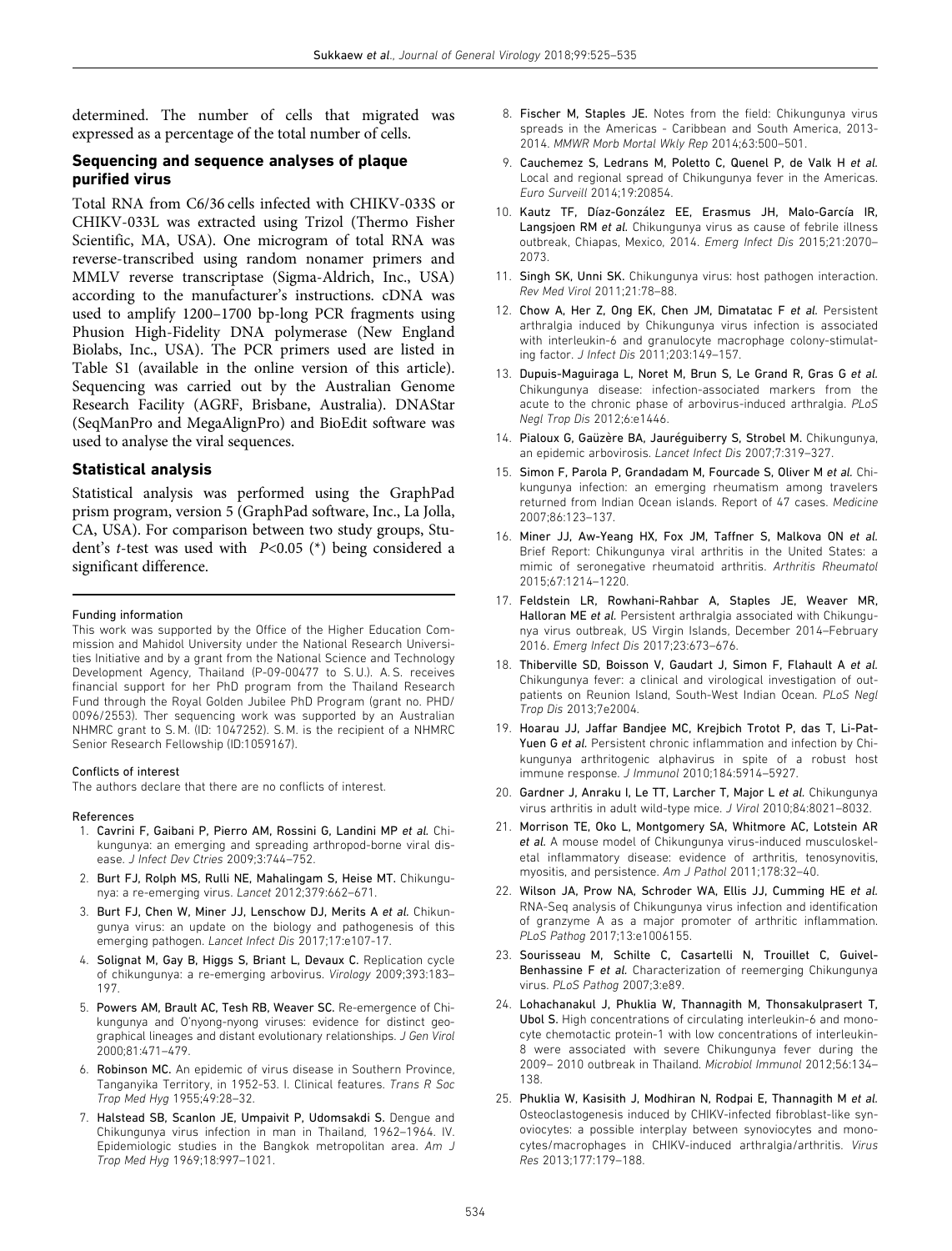determined. The number of cells that migrated was expressed as a percentage of the total number of cells.

### Sequencing and sequence analyses of plaque purified virus

Total RNA from C6/36 cells infected with CHIKV-033S or CHIKV-033L was extracted using Trizol (Thermo Fisher Scientific, MA, USA). One microgram of total RNA was reverse-transcribed using random nonamer primers and MMLV reverse transcriptase (Sigma-Aldrich, Inc., USA) according to the manufacturer's instructions. cDNA was used to amplify 1200–1700 bp-long PCR fragments using Phusion High-Fidelity DNA polymerase (New England Biolabs, Inc., USA). The PCR primers used are listed in Table S1 (available in the online version of this article). Sequencing was carried out by the Australian Genome Research Facility (AGRF, Brisbane, Australia). DNAStar (SeqManPro and MegaAlignPro) and BioEdit software was used to analyse the viral sequences.

### Statistical analysis

Statistical analysis was performed using the GraphPad prism program, version 5 (GraphPad software, Inc., La Jolla, CA, USA). For comparison between two study groups, Student's *t*-test was used with $P<0.05$ (*) being considered a significant difference.

#### Funding information

This work was supported by the Office of the Higher Education Commission and Mahidol University under the National Research Universities Initiative and by a grant from the National Science and Technology Development Agency, Thailand (P-09-00477 to S.U.). A.S. receives financial support for her PhD program from the Thailand Research Fund through the Royal Golden Jubilee PhD Program (grant no. PHD/0096/2553). Ther sequencing work was supported by an Australian NHMRC grant to S.M. (ID: 1047252). S.M. is the recipient of a NHMRC Senior Research Fellowship (ID:1059167).

#### Conflicts of interest

The authors declare that there are no conflicts of interest.

#### References

1. **Cavrini F, Gaibani P, Pierro AM, Rossini G, Landini MP** *et al.* Chikungunya: an emerging and spreading arthropod-borne viral disease. *J Infect Dev Ctries* 2009;3:744–752.
2. **Burt FJ, Rolph MS, Rulli NE, Mahalingam S, Heise MT.** Chikungunya: a re-emerging virus. *Lancet* 2012;379:662–671.
3. **Burt FJ, Chen W, Miner JJ, Lenschow DJ, Merits A** *et al.* Chikungunya virus: an update on the biology and pathogenesis of this emerging pathogen. *Lancet Infect Dis* 2017;17:e107-17.
4. **Solignat M, Gay B, Higgs S, Briant L, Devaux C.** Replication cycle of chikungunya: a re-emerging arbovirus. *Virology* 2009;393:183–197.
5. **Powers AM, Brault AC, Tesh RB, Weaver SC.** Re-emergence of Chikungunya and O'nyong-nyong viruses: evidence for distinct geographical lineages and distant evolutionary relationships. *J Gen Virol* 2000;81:471–479.
6. **Robinson MC.** An epidemic of virus disease in Southern Province, Tanganyika Territory, in 1952-53. I. Clinical features. *Trans R Soc Trop Med Hyg* 1955;49:28–32.
7. **Halstead SB, Scanlon JE, Umpaivit P, Udomsakdi S.** Dengue and Chikungunya virus infection in man in Thailand, 1962–1964. IV. Epidemiologic studies in the Bangkok metropolitan area. *Am J Trop Med Hyg* 1969;18:997–1021.
8. **Fischer M, Staples JE.** Notes from the field: Chikungunya virus spreads in the Americas - Caribbean and South America, 2013-2014. *MMWR Morb Mortal Wkly Rep* 2014;63:500–501.
9. **Cauchemez S, Ledrans M, Poletto C, Quenel P, de Valk H** *et al.* Local and regional spread of Chikungunya fever in the Americas. *Euro Surveill* 2014;19:20854.
10. **Kautz TF, Díaz-González EE, Erasmus JH, Malo-García IR, Langsjoen RM** *et al.* Chikungunya virus as cause of febrile illness outbreak, Chiapas, Mexico, 2014. *Emerg Infect Dis* 2015;21:2070–2073.
11. **Singh SK, Unni SK.** Chikungunya virus: host pathogen interaction. *Rev Med Virol* 2011;21:78–88.
12. **Chow A, Her Z, Ong EK, Chen JM, Dimatatac F** *et al.* Persistent arthralgia induced by Chikungunya virus infection is associated with interleukin-6 and granulocyte macrophage colony-stimulating factor. *J Infect Dis* 2011;203:149–157.
13. **Dupuis-Maguiraga L, Noret M, Brun S, Le Grand R, Gras G** *et al.* Chikungunya disease: infection-associated markers from the acute to the chronic phase of arbovirus-induced arthralgia. *PLoS Negl Trop Dis* 2012;6:e1446.
14. **Pialoux G, Gaüzère BA, Jauréguiberry S, Strobel M.** Chikungunya, an epidemic arbovirosis. *Lancet Infect Dis* 2007;7:319–327.
15. **Simon F, Parola P, Grandadam M, Fourcade S, Oliver M** *et al.* Chikungunya infection: an emerging rheumatism among travelers returned from Indian Ocean islands. Report of 47 cases. *Medicine* 2007;86:123–137.
16. **Miner JJ, Aw-Yeang HX, Fox JM, Taffner S, Malkova ON** *et al.* Brief Report: Chikungunya viral arthritis in the United States: a mimic of seronegative rheumatoid arthritis. *Arthritis Rheumatol* 2015;67:1214–1220.
17. **Feldstein LR, Rowhani-Rahbar A, Staples JE, Weaver MR, Halloran ME** *et al.* Persistent arthralgia associated with Chikungunya virus outbreak, US Virgin Islands, December 2014–February 2016. *Emerg Infect Dis* 2017;23:673–676.
18. **Thiberville SD, Boisson V, Gaudart J, Simon F, Flahault A** *et al.* Chikungunya fever: a clinical and virological investigation of outpatients on Reunion Island, South-West Indian Ocean. *PLoS Negl Trop Dis* 2013;7e2004.
19. **Hoarau JJ, Jaffar Bandjee MC, Krejbich Trotot P, das T, Li-Pat-Yuen G** *et al.* Persistent chronic inflammation and infection by Chikungunya arthritogenic alphavirus in spite of a robust host immune response. *J Immunol* 2010;184:5914–5927.
20. **Gardner J, Anraku I, Le TT, Larcher T, Major L** *et al.* Chikungunya virus arthritis in adult wild-type mice. *J Virol* 2010;84:8021–8032.
21. **Morrison TE, Oko L, Montgomery SA, Whitmore AC, Lotstein AR** *et al.* A mouse model of Chikungunya virus-induced musculoskeletal inflammatory disease: evidence of arthritis, tenosynovitis, myositis, and persistence. *Am J Pathol* 2011;178:32–40.
22. **Wilson JA, Prow NA, Schroder WA, Ellis JJ, Cumming HE** *et al.* RNA-Seq analysis of Chikungunya virus infection and identification of granzyme A as a major promoter of arthritic inflammation. *PLoS Pathog* 2017;13:e1006155.
23. **Sourisseau M, Schilte C, Casartelli N, Trouillet C, Guivel-Benhassine F** *et al.* Characterization of reemerging Chikungunya virus. *PLoS Pathog* 2007;3:e89.
24. **Lohachanakul J, Phuklia W, Thannagith M, Thonsakulprasert T, Ubol S.** High concentrations of circulating interleukin-6 and monocyte chemotactic protein-1 with low concentrations of interleukin-8 were associated with severe Chikungunya fever during the 2009– 2010 outbreak in Thailand. *Microbiol Immunol* 2012;56:134–138.
25. **Phuklia W, Kasisith J, Modhiran N, Rodpai E, Thannagith M** *et al.* Osteoclastogenesis induced by CHIKV-infected fibroblast-like synoviocytes: a possible interplay between synoviocytes and monocytes/macrophages in CHIKV-induced arthralgia/arthritis. *Virus Res* 2013;177:179–188.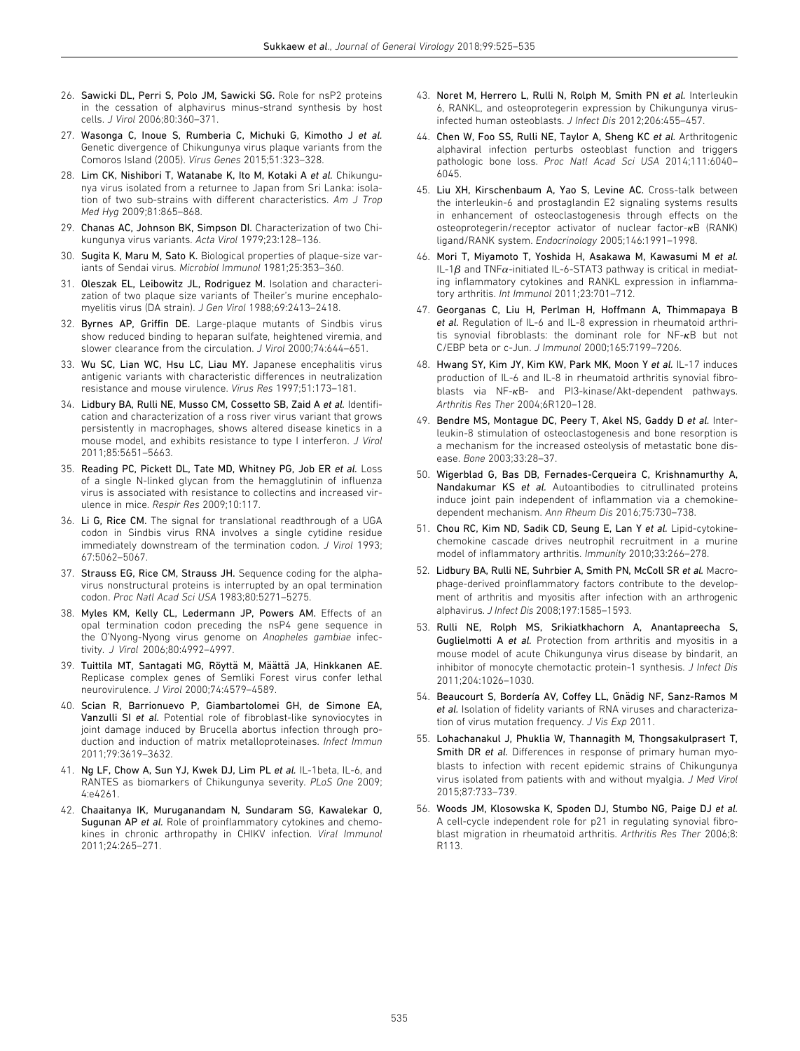26. Sawicki DL, Perri S, Polo JM, Sawicki SG. Role for nsP2 proteins in the cessation of alphavirus minus-strand synthesis by host cells. *J Virol* 2006;80:360–371.
27. Wasonga C, Inoue S, Rumberia C, Michuki G, Kimotho J *et al.* Genetic divergence of Chikungunya virus plaque variants from the Comoros Island (2005). *Virus Genes* 2015;51:323–328.
28. Lim CK, Nishibori T, Watanabe K, Ito M, Kotaki A *et al.* Chikungunya virus isolated from a returnee to Japan from Sri Lanka: isolation of two sub-strains with different characteristics. *Am J Trop Med Hyg* 2009;81:865–868.
29. Chanas AC, Johnson BK, Simpson DI. Characterization of two Chikungunya virus variants. *Acta Virol* 1979;23:128–136.
30. Sugita K, Maru M, Sato K. Biological properties of plaque-size variants of Sendai virus. *Microbiol Immunol* 1981;25:353–360.
31. Oleszak EL, Leibowitz JL, Rodriguez M. Isolation and characterization of two plaque size variants of Theiler's murine encephalomyelitis virus (DA strain). *J Gen Virol* 1988;69:2413–2418.
32. Byrnes AP, Griffin DE. Large-plaque mutants of Sindbis virus show reduced binding to heparan sulfate, heightened viremia, and slower clearance from the circulation. *J Virol* 2000;74:644–651.
33. Wu SC, Lian WC, Hsu LC, Liau MY. Japanese encephalitis virus antigenic variants with characteristic differences in neutralization resistance and mouse virulence. *Virus Res* 1997;51:173–181.
34. Lidbury BA, Rulli NE, Musso CM, Cossetto SB, Zaid A *et al.* Identification and characterization of a ross river virus variant that grows persistently in macrophages, shows altered disease kinetics in a mouse model, and exhibits resistance to type I interferon. *J Virol* 2011;85:5651–5663.
35. Reading PC, Pickett DL, Tate MD, Whitney PG, Job ER *et al.* Loss of a single N-linked glycan from the hemagglutinin of influenza virus is associated with resistance to collectins and increased virulence in mice. *Respir Res* 2009;10:117.
36. Li G, Rice CM. The signal for translational readthrough of a UGA codon in Sindbis virus RNA involves a single cytidine residue immediately downstream of the termination codon. *J Virol* 1993; 67:5062–5067.
37. Strauss EG, Rice CM, Strauss JH. Sequence coding for the alphavirus nonstructural proteins is interrupted by an opal termination codon. *Proc Natl Acad Sci USA* 1983;80:5271–5275.
38. Myles KM, Kelly CL, Ledermann JP, Powers AM. Effects of an opal termination codon preceding the nsP4 gene sequence in the O'Nyong-Nyong virus genome on *Anopheles gambiae* infectivity. *J Virol* 2006;80:4992–4997.
39. Tuittila MT, Santagati MG, Röyttä M, Määttä JA, Hinkkanen AE. Replicase complex genes of Semliki Forest virus confer lethal neurovirulence. *J Virol* 2000;74:4579–4589.
40. Scian R, Barrionuevo P, Giambartolomei GH, de Simone EA, Vanzulli SI *et al.* Potential role of fibroblast-like synoviocytes in joint damage induced by Brucella abortus infection through production and induction of matrix metalloproteinases. *Infect Immun* 2011;79:3619–3632.
41. Ng LF, Chow A, Sun YJ, Kwek DJ, Lim PL *et al.* IL-1beta, IL-6, and RANTES as biomarkers of Chikungunya severity. *PLoS One* 2009; 4:e4261.
42. Chaaitanya IK, Muruganandam N, Sundaram SG, Kawalekar O, Sugunan AP *et al.* Role of proinflammatory cytokines and chemokines in chronic arthropathy in CHIKV infection. *Viral Immunol* 2011;24:265–271.
43. Noret M, Herrero L, Rulli N, Rolph M, Smith PN *et al.* Interleukin 6, RANKL, and osteoprotegerin expression by Chikungunya virus-infected human osteoblasts. *J Infect Dis* 2012;206:455–457.
44. Chen W, Foo SS, Rulli NE, Taylor A, Sheng KC *et al.* Arthritogenic alphaviral infection perturbs osteoblast function and triggers pathologic bone loss. *Proc Natl Acad Sci USA* 2014;111:6040–6045.
45. Liu XH, Kirschenbaum A, Yao S, Levine AC. Cross-talk between the interleukin-6 and prostaglandin E2 signaling systems results in enhancement of osteoclastogenesis through effects on the osteoprotegerin/receptor activator of nuclear factor-κB (RANK) ligand/RANK system. *Endocrinology* 2005;146:1991–1998.
46. Mori T, Miyamoto T, Yoshida H, Asakawa M, Kawasumi M *et al.* IL-1β and TNFα-initiated IL-6-STAT3 pathway is critical in mediating inflammatory cytokines and RANKL expression in inflammatory arthritis. *Int Immunol* 2011;23:701–712.
47. Georganas C, Liu H, Perlman H, Hoffmann A, Thimmapaya B *et al.* Regulation of IL-6 and IL-8 expression in rheumatoid arthritis synovial fibroblasts: the dominant role for NF-κB but not C/EBP beta or c-Jun. *J Immunol* 2000;165:7199–7206.
48. Hwang SY, Kim JY, Kim KW, Park MK, Moon Y *et al.* IL-17 induces production of IL-6 and IL-8 in rheumatoid arthritis synovial fibroblasts via NF-κB- and PI3-kinase/Akt-dependent pathways. *Arthritis Res Ther* 2004;6R120–128.
49. Bendre MS, Montague DC, Peery T, Akel NS, Gaddy D *et al.* Interleukin-8 stimulation of osteoclastogenesis and bone resorption is a mechanism for the increased osteolysis of metastatic bone disease. *Bone* 2003;33:28–37.
50. Wigerblad G, Bas DB, Fernades-Cerqueira C, Krishnamurthy A, Nandakumar KS *et al.* Autoantibodies to citrullinated proteins induce joint pain independent of inflammation via a chemokine-dependent mechanism. *Ann Rheum Dis* 2016;75:730–738.
51. Chou RC, Kim ND, Sadik CD, Seung E, Lan Y *et al.* Lipid-cytokine-chemokine cascade drives neutrophil recruitment in a murine model of inflammatory arthritis. *Immunity* 2010;33:266–278.
52. Lidbury BA, Rulli NE, Suhrbier A, Smith PN, McColl SR *et al.* Macrophage-derived proinflammatory factors contribute to the development of arthritis and myositis after infection with an arthrogenic alphavirus. *J Infect Dis* 2008;197:1585–1593.
53. Rulli NE, Rolph MS, Srikiatkhachorn A, Anantapreecha S, Guglielmotti A *et al.* Protection from arthritis and myositis in a mouse model of acute Chikungunya virus disease by bindarit, an inhibitor of monocyte chemotactic protein-1 synthesis. *J Infect Dis* 2011;204:1026–1030.
54. Beaucourt S, Bordería AV, Coffey LL, Gnädig NF, Sanz-Ramos M *et al.* Isolation of fidelity variants of RNA viruses and characterization of virus mutation frequency. *J Vis Exp* 2011.
55. Lohachanakul J, Phuklia W, Thannagith M, Thongsakulprasert T, Smith DR *et al.* Differences in response of primary human myoblasts to infection with recent epidemic strains of Chikungunya virus isolated from patients with and without myalgia. *J Med Virol* 2015;87:733–739.
56. Woods JM, Klosowska K, Spoden DJ, Stumbo NG, Paige DJ *et al.* A cell-cycle independent role for p21 in regulating synovial fibroblast migration in rheumatoid arthritis. *Arthritis Res Ther* 2006;8: R113.